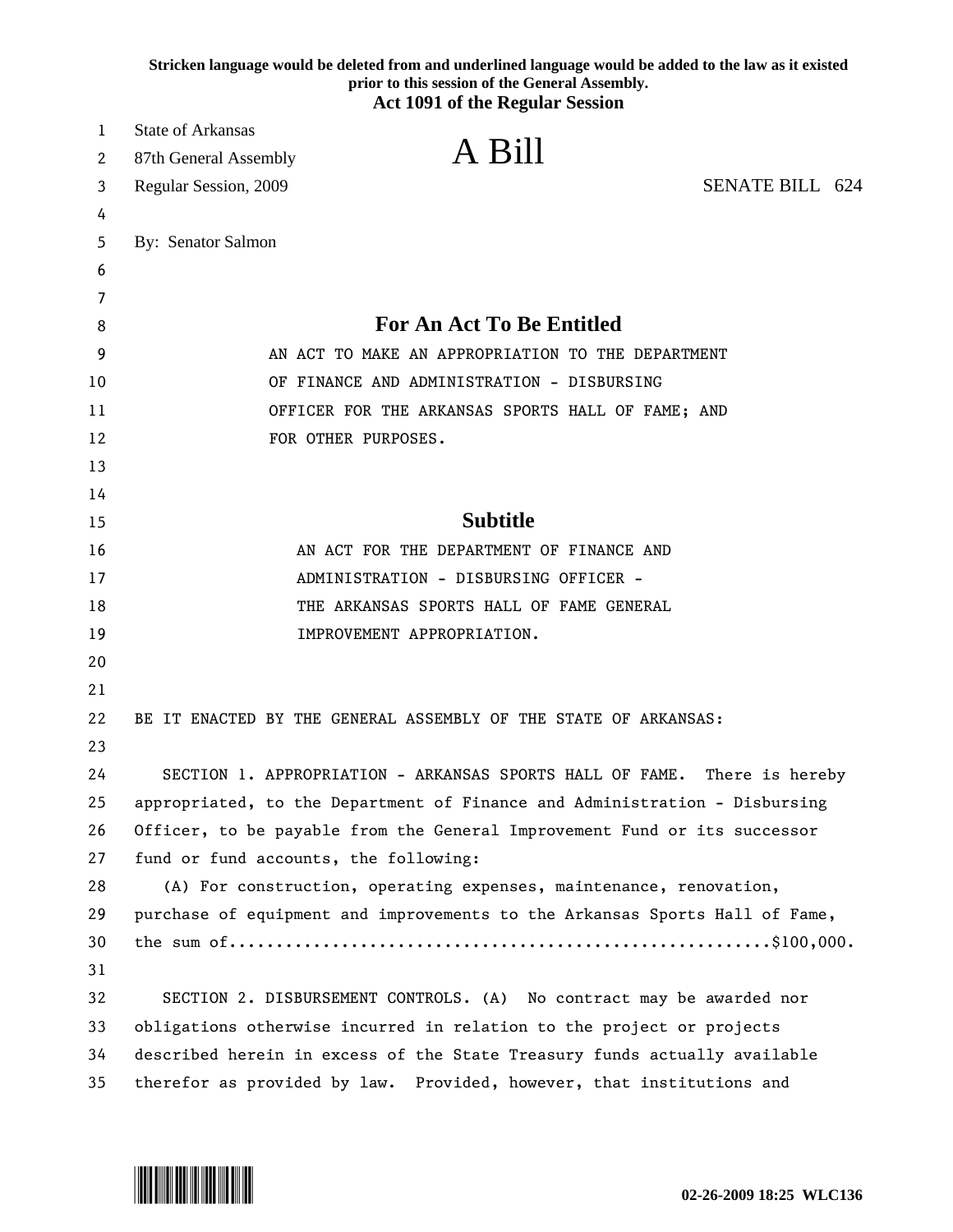Stricken language would be deleted from and underlined language would be added to the law as it existed prior to this session of the General Assembly.

**Act 1091 of the Regular Session**

State of Arkansas
87th General Assembly
Regular Session, 2009

# A Bill

SENATE BILL 624

By: Senator Salmon

## For An Act To Be Entitled

AN ACT TO MAKE AN APPROPRIATION TO THE DEPARTMENT OF FINANCE AND ADMINISTRATION - DISBURSING OFFICER FOR THE ARKANSAS SPORTS HALL OF FAME; AND FOR OTHER PURPOSES.

## Subtitle

AN ACT FOR THE DEPARTMENT OF FINANCE AND ADMINISTRATION - DISBURSING OFFICER - THE ARKANSAS SPORTS HALL OF FAME GENERAL IMPROVEMENT APPROPRIATION.

BE IT ENACTED BY THE GENERAL ASSEMBLY OF THE STATE OF ARKANSAS:

SECTION 1. APPROPRIATION - ARKANSAS SPORTS HALL OF FAME. There is hereby appropriated, to the Department of Finance and Administration - Disbursing Officer, to be payable from the General Improvement Fund or its successor fund or fund accounts, the following:

(A) For construction, operating expenses, maintenance, renovation, purchase of equipment and improvements to the Arkansas Sports Hall of Fame, the sum of........................................................$100,000.

SECTION 2. DISBURSEMENT CONTROLS. (A) No contract may be awarded nor obligations otherwise incurred in relation to the project or projects described herein in excess of the State Treasury funds actually available therefor as provided by law. Provided, however, that institutions and

02-26-2009 18:25 WLC136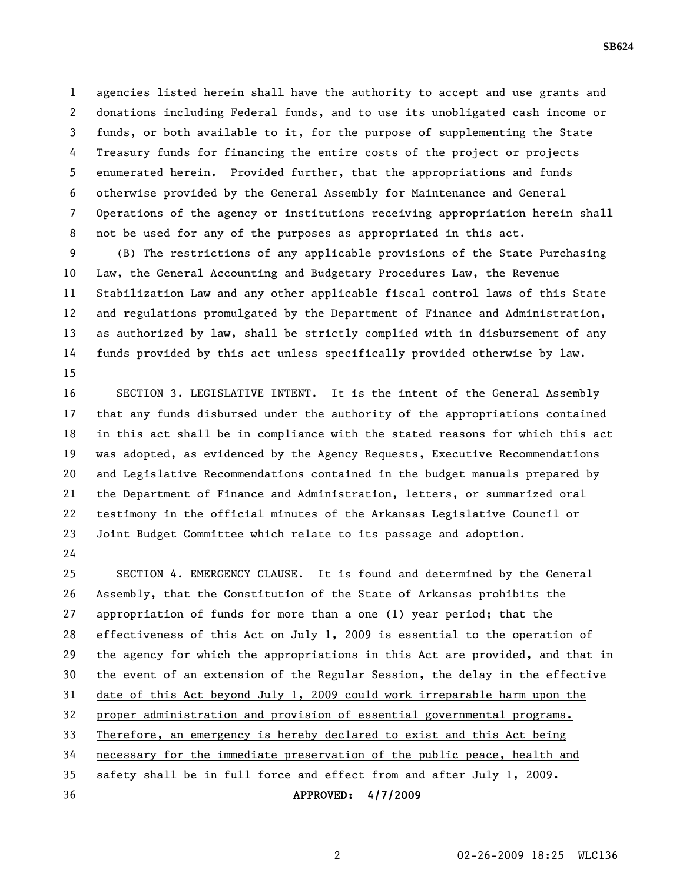agencies listed herein shall have the authority to accept and use grants and donations including Federal funds, and to use its unobligated cash income or funds, or both available to it, for the purpose of supplementing the State Treasury funds for financing the entire costs of the project or projects enumerated herein. Provided further, that the appropriations and funds otherwise provided by the General Assembly for Maintenance and General Operations of the agency or institutions receiving appropriation herein shall not be used for any of the purposes as appropriated in this act.

(B) The restrictions of any applicable provisions of the State Purchasing Law, the General Accounting and Budgetary Procedures Law, the Revenue Stabilization Law and any other applicable fiscal control laws of this State and regulations promulgated by the Department of Finance and Administration, as authorized by law, shall be strictly complied with in disbursement of any funds provided by this act unless specifically provided otherwise by law.

SECTION 3. LEGISLATIVE INTENT. It is the intent of the General Assembly that any funds disbursed under the authority of the appropriations contained in this act shall be in compliance with the stated reasons for which this act was adopted, as evidenced by the Agency Requests, Executive Recommendations and Legislative Recommendations contained in the budget manuals prepared by the Department of Finance and Administration, letters, or summarized oral testimony in the official minutes of the Arkansas Legislative Council or Joint Budget Committee which relate to its passage and adoption.

SECTION 4. EMERGENCY CLAUSE. It is found and determined by the General Assembly, that the Constitution of the State of Arkansas prohibits the appropriation of funds for more than a one (1) year period; that the effectiveness of this Act on July 1, 2009 is essential to the operation of the agency for which the appropriations in this Act are provided, and that in the event of an extension of the Regular Session, the delay in the effective date of this Act beyond July 1, 2009 could work irreparable harm upon the proper administration and provision of essential governmental programs. Therefore, an emergency is hereby declared to exist and this Act being necessary for the immediate preservation of the public peace, health and safety shall be in full force and effect from and after July 1, 2009.

**APPROVED: 4/7/2009**